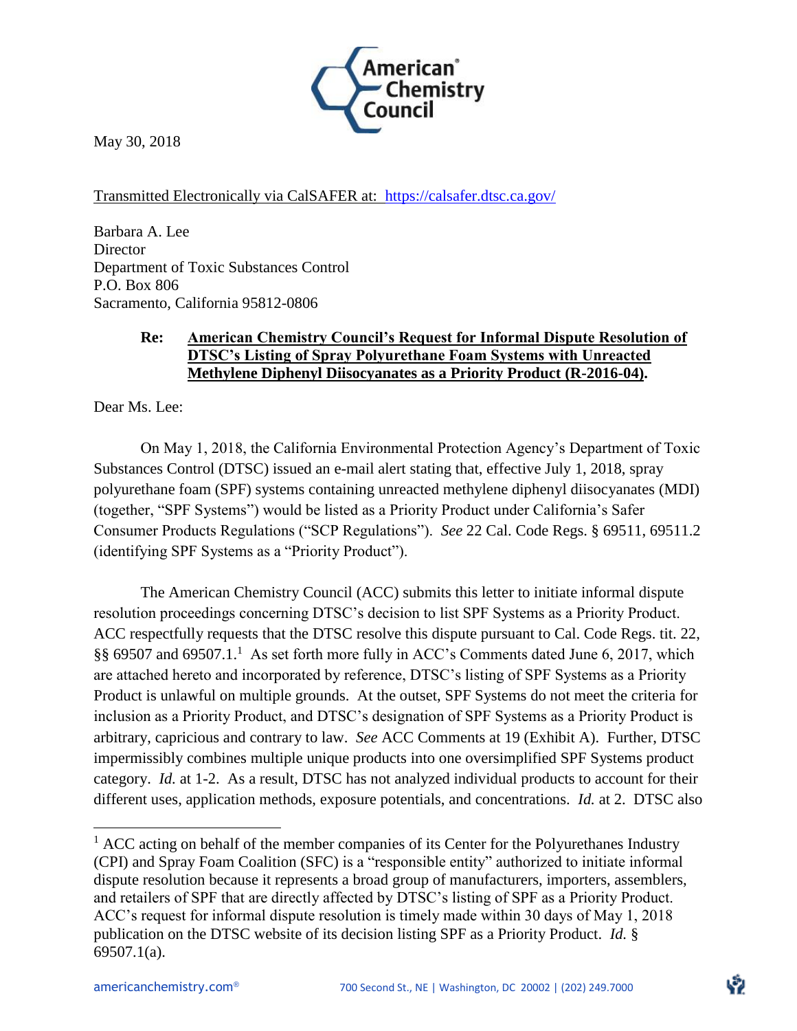May 30, 2018

Transmitted Electronically via CalSAFER at: https://calsafer.dtsc.ca.gov/

Barbara A. Lee
Director
Department of Toxic Substances Control
P.O. Box 806
Sacramento, California 95812-0806

**Re: American Chemistry Council's Request for Informal Dispute Resolution of DTSC's Listing of Spray Polyurethane Foam Systems with Unreacted Methylene Diphenyl Diisocyanates as a Priority Product (R-2016-04).**

Dear Ms. Lee:

On May 1, 2018, the California Environmental Protection Agency's Department of Toxic Substances Control (DTSC) issued an e-mail alert stating that, effective July 1, 2018, spray polyurethane foam (SPF) systems containing unreacted methylene diphenyl diisocyanates (MDI) (together, "SPF Systems") would be listed as a Priority Product under California's Safer Consumer Products Regulations ("SCP Regulations"). *See* 22 Cal. Code Regs. § 69511, 69511.2 (identifying SPF Systems as a "Priority Product").

The American Chemistry Council (ACC) submits this letter to initiate informal dispute resolution proceedings concerning DTSC's decision to list SPF Systems as a Priority Product. ACC respectfully requests that the DTSC resolve this dispute pursuant to Cal. Code Regs. tit. 22, §§ 69507 and 69507.1.[1] As set forth more fully in ACC's Comments dated June 6, 2017, which are attached hereto and incorporated by reference, DTSC's listing of SPF Systems as a Priority Product is unlawful on multiple grounds. At the outset, SPF Systems do not meet the criteria for inclusion as a Priority Product, and DTSC's designation of SPF Systems as a Priority Product is arbitrary, capricious and contrary to law. *See* ACC Comments at 19 (Exhibit A). Further, DTSC impermissibly combines multiple unique products into one oversimplified SPF Systems product category. *Id.* at 1-2. As a result, DTSC has not analyzed individual products to account for their different uses, application methods, exposure potentials, and concentrations. *Id.* at 2. DTSC also

[1] ACC acting on behalf of the member companies of its Center for the Polyurethanes Industry (CPI) and Spray Foam Coalition (SFC) is a "responsible entity" authorized to initiate informal dispute resolution because it represents a broad group of manufacturers, importers, assemblers, and retailers of SPF that are directly affected by DTSC's listing of SPF as a Priority Product. ACC's request for informal dispute resolution is timely made within 30 days of May 1, 2018 publication on the DTSC website of its decision listing SPF as a Priority Product. *Id.* § 69507.1(a).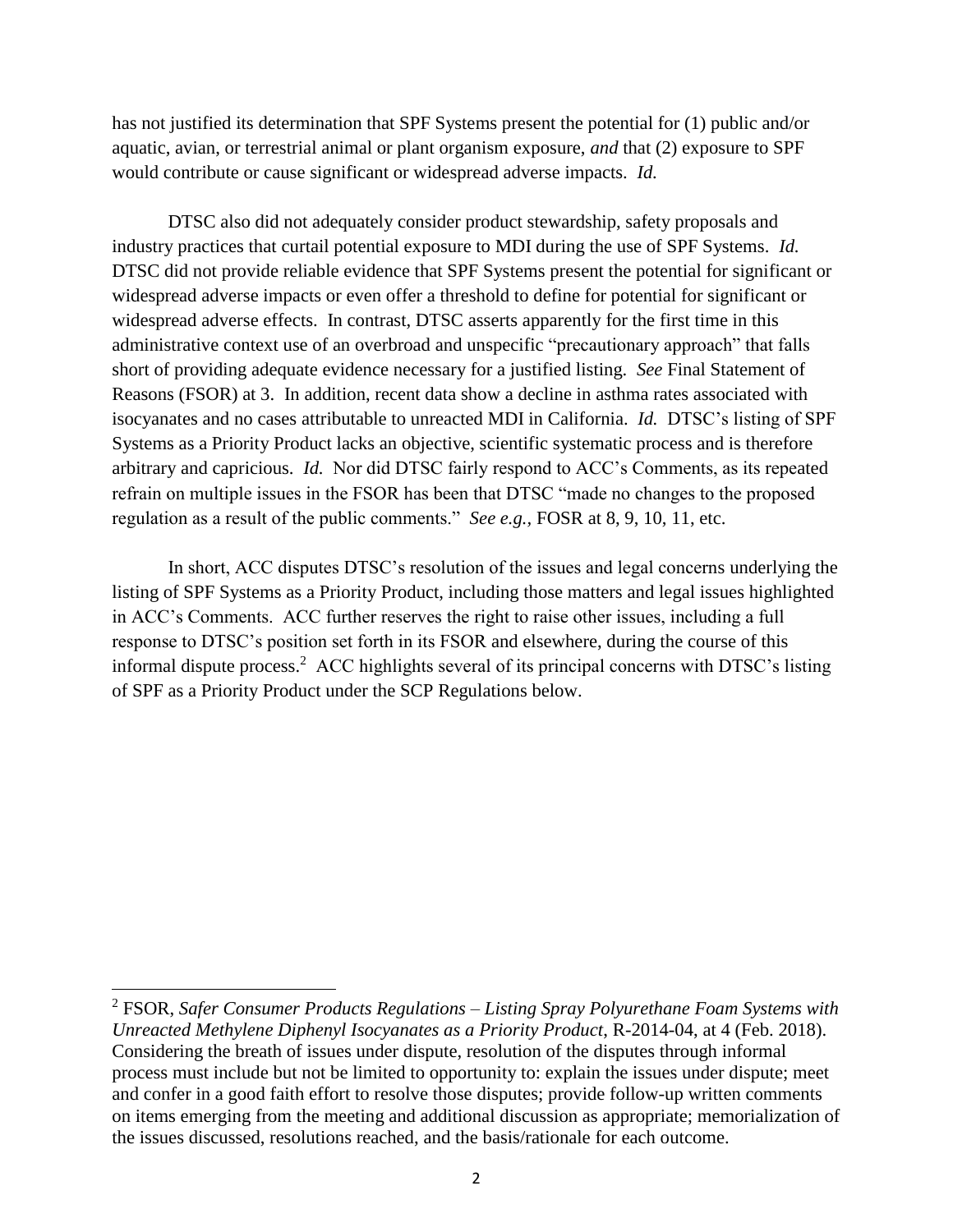has not justified its determination that SPF Systems present the potential for (1) public and/or aquatic, avian, or terrestrial animal or plant organism exposure, *and* that (2) exposure to SPF would contribute or cause significant or widespread adverse impacts. *Id.*

DTSC also did not adequately consider product stewardship, safety proposals and industry practices that curtail potential exposure to MDI during the use of SPF Systems. *Id.* DTSC did not provide reliable evidence that SPF Systems present the potential for significant or widespread adverse impacts or even offer a threshold to define for potential for significant or widespread adverse effects. In contrast, DTSC asserts apparently for the first time in this administrative context use of an overbroad and unspecific "precautionary approach" that falls short of providing adequate evidence necessary for a justified listing. *See* Final Statement of Reasons (FSOR) at 3. In addition, recent data show a decline in asthma rates associated with isocyanates and no cases attributable to unreacted MDI in California. *Id.* DTSC's listing of SPF Systems as a Priority Product lacks an objective, scientific systematic process and is therefore arbitrary and capricious. *Id.* Nor did DTSC fairly respond to ACC's Comments, as its repeated refrain on multiple issues in the FSOR has been that DTSC "made no changes to the proposed regulation as a result of the public comments." *See e.g.*, FOSR at 8, 9, 10, 11, etc.

In short, ACC disputes DTSC's resolution of the issues and legal concerns underlying the listing of SPF Systems as a Priority Product, including those matters and legal issues highlighted in ACC's Comments. ACC further reserves the right to raise other issues, including a full response to DTSC's position set forth in its FSOR and elsewhere, during the course of this informal dispute process.[2] ACC highlights several of its principal concerns with DTSC's listing of SPF as a Priority Product under the SCP Regulations below.

---

[2] FSOR, *Safer Consumer Products Regulations – Listing Spray Polyurethane Foam Systems with Unreacted Methylene Diphenyl Isocyanates as a Priority Product*, R-2014-04, at 4 (Feb. 2018). Considering the breath of issues under dispute, resolution of the disputes through informal process must include but not be limited to opportunity to: explain the issues under dispute; meet and confer in a good faith effort to resolve those disputes; provide follow-up written comments on items emerging from the meeting and additional discussion as appropriate; memorialization of the issues discussed, resolutions reached, and the basis/rationale for each outcome.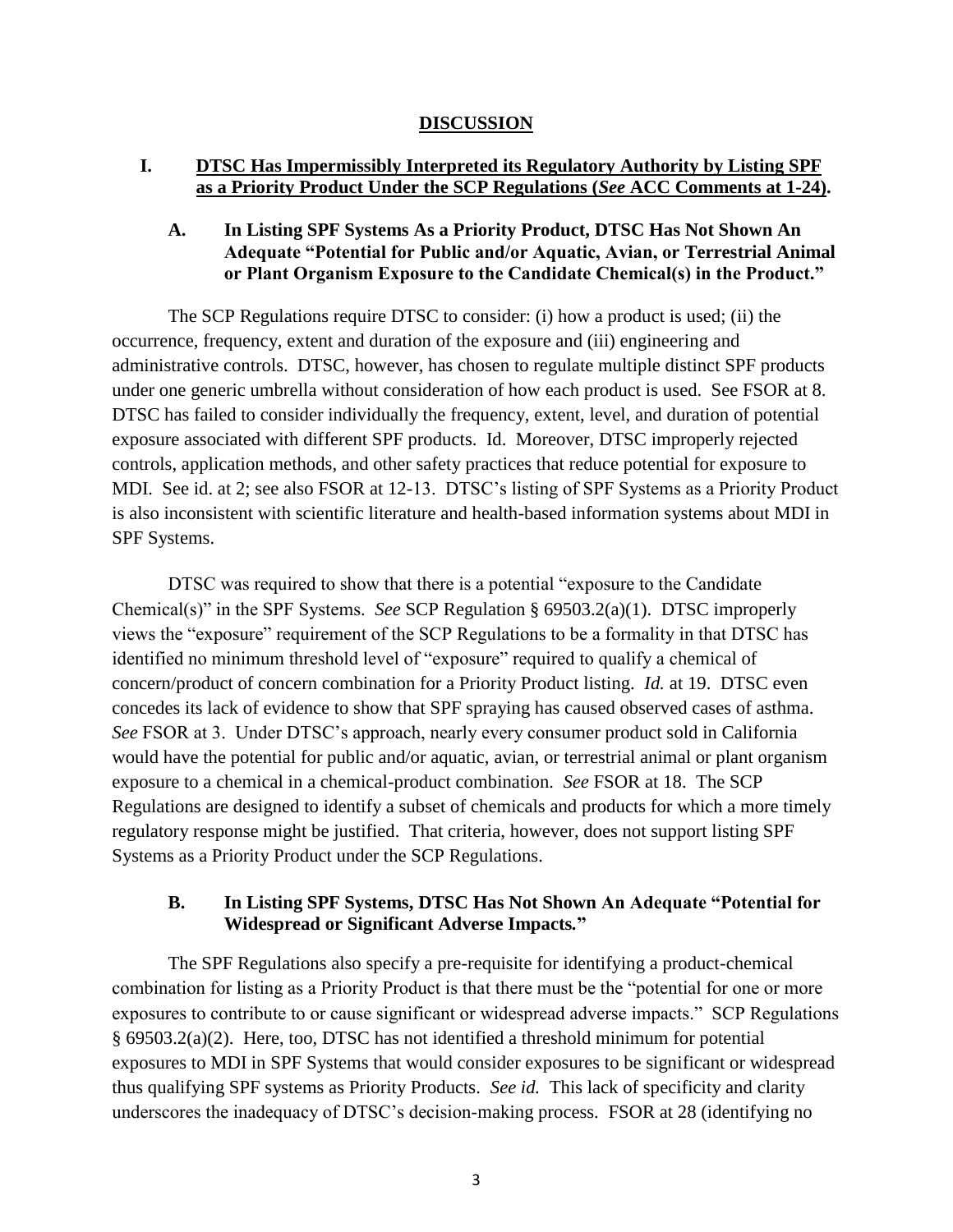## DISCUSSION

### I. DTSC Has Impermissibly Interpreted its Regulatory Authority by Listing SPF as a Priority Product Under the SCP Regulations (*See* ACC Comments at 1-24).

#### A. In Listing SPF Systems As a Priority Product, DTSC Has Not Shown An Adequate "Potential for Public and/or Aquatic, Avian, or Terrestrial Animal or Plant Organism Exposure to the Candidate Chemical(s) in the Product."

The SCP Regulations require DTSC to consider: (i) how a product is used; (ii) the occurrence, frequency, extent and duration of the exposure and (iii) engineering and administrative controls. DTSC, however, has chosen to regulate multiple distinct SPF products under one generic umbrella without consideration of how each product is used. See FSOR at 8. DTSC has failed to consider individually the frequency, extent, level, and duration of potential exposure associated with different SPF products. Id. Moreover, DTSC improperly rejected controls, application methods, and other safety practices that reduce potential for exposure to MDI. See id. at 2; see also FSOR at 12-13. DTSC's listing of SPF Systems as a Priority Product is also inconsistent with scientific literature and health-based information systems about MDI in SPF Systems.

DTSC was required to show that there is a potential "exposure to the Candidate Chemical(s)" in the SPF Systems. *See* SCP Regulation § 69503.2(a)(1). DTSC improperly views the "exposure" requirement of the SCP Regulations to be a formality in that DTSC has identified no minimum threshold level of "exposure" required to qualify a chemical of concern/product of concern combination for a Priority Product listing. *Id.* at 19. DTSC even concedes its lack of evidence to show that SPF spraying has caused observed cases of asthma. *See* FSOR at 3. Under DTSC's approach, nearly every consumer product sold in California would have the potential for public and/or aquatic, avian, or terrestrial animal or plant organism exposure to a chemical in a chemical-product combination. *See* FSOR at 18. The SCP Regulations are designed to identify a subset of chemicals and products for which a more timely regulatory response might be justified. That criteria, however, does not support listing SPF Systems as a Priority Product under the SCP Regulations.

#### B. In Listing SPF Systems, DTSC Has Not Shown An Adequate "Potential for Widespread or Significant Adverse Impacts."

The SPF Regulations also specify a pre-requisite for identifying a product-chemical combination for listing as a Priority Product is that there must be the "potential for one or more exposures to contribute to or cause significant or widespread adverse impacts." SCP Regulations § 69503.2(a)(2). Here, too, DTSC has not identified a threshold minimum for potential exposures to MDI in SPF Systems that would consider exposures to be significant or widespread thus qualifying SPF systems as Priority Products. *See id.* This lack of specificity and clarity underscores the inadequacy of DTSC's decision-making process. FSOR at 28 (identifying no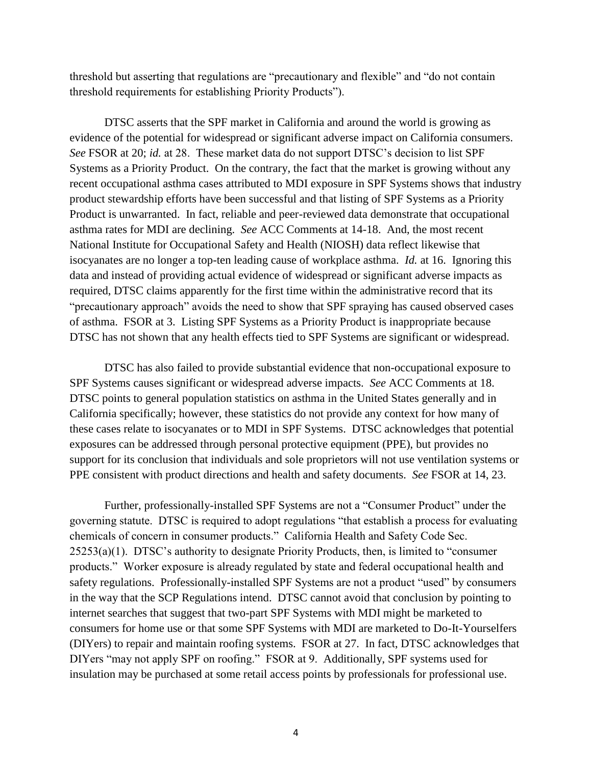threshold but asserting that regulations are "precautionary and flexible" and "do not contain threshold requirements for establishing Priority Products").

DTSC asserts that the SPF market in California and around the world is growing as evidence of the potential for widespread or significant adverse impact on California consumers. *See* FSOR at 20; *id.* at 28. These market data do not support DTSC's decision to list SPF Systems as a Priority Product. On the contrary, the fact that the market is growing without any recent occupational asthma cases attributed to MDI exposure in SPF Systems shows that industry product stewardship efforts have been successful and that listing of SPF Systems as a Priority Product is unwarranted. In fact, reliable and peer-reviewed data demonstrate that occupational asthma rates for MDI are declining. *See* ACC Comments at 14-18. And, the most recent National Institute for Occupational Safety and Health (NIOSH) data reflect likewise that isocyanates are no longer a top-ten leading cause of workplace asthma. *Id.* at 16. Ignoring this data and instead of providing actual evidence of widespread or significant adverse impacts as required, DTSC claims apparently for the first time within the administrative record that its "precautionary approach" avoids the need to show that SPF spraying has caused observed cases of asthma. FSOR at 3. Listing SPF Systems as a Priority Product is inappropriate because DTSC has not shown that any health effects tied to SPF Systems are significant or widespread.

DTSC has also failed to provide substantial evidence that non-occupational exposure to SPF Systems causes significant or widespread adverse impacts. *See* ACC Comments at 18. DTSC points to general population statistics on asthma in the United States generally and in California specifically; however, these statistics do not provide any context for how many of these cases relate to isocyanates or to MDI in SPF Systems. DTSC acknowledges that potential exposures can be addressed through personal protective equipment (PPE), but provides no support for its conclusion that individuals and sole proprietors will not use ventilation systems or PPE consistent with product directions and health and safety documents. *See* FSOR at 14, 23.

Further, professionally-installed SPF Systems are not a "Consumer Product" under the governing statute. DTSC is required to adopt regulations "that establish a process for evaluating chemicals of concern in consumer products." California Health and Safety Code Sec. 25253(a)(1). DTSC's authority to designate Priority Products, then, is limited to "consumer products." Worker exposure is already regulated by state and federal occupational health and safety regulations. Professionally-installed SPF Systems are not a product "used" by consumers in the way that the SCP Regulations intend. DTSC cannot avoid that conclusion by pointing to internet searches that suggest that two-part SPF Systems with MDI might be marketed to consumers for home use or that some SPF Systems with MDI are marketed to Do-It-Yourselfers (DIYers) to repair and maintain roofing systems. FSOR at 27. In fact, DTSC acknowledges that DIYers "may not apply SPF on roofing." FSOR at 9. Additionally, SPF systems used for insulation may be purchased at some retail access points by professionals for professional use.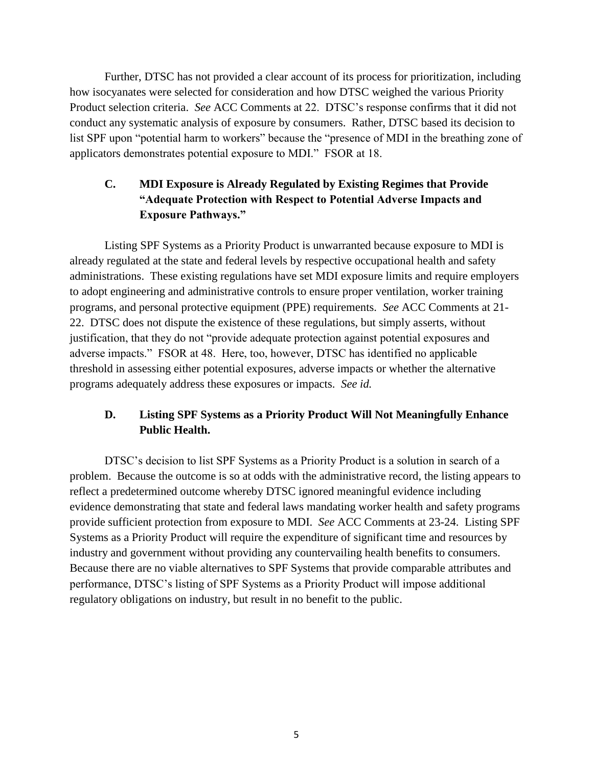Further, DTSC has not provided a clear account of its process for prioritization, including how isocyanates were selected for consideration and how DTSC weighed the various Priority Product selection criteria. *See* ACC Comments at 22. DTSC's response confirms that it did not conduct any systematic analysis of exposure by consumers. Rather, DTSC based its decision to list SPF upon "potential harm to workers" because the "presence of MDI in the breathing zone of applicators demonstrates potential exposure to MDI." FSOR at 18.

### C. MDI Exposure is Already Regulated by Existing Regimes that Provide "Adequate Protection with Respect to Potential Adverse Impacts and Exposure Pathways."

Listing SPF Systems as a Priority Product is unwarranted because exposure to MDI is already regulated at the state and federal levels by respective occupational health and safety administrations. These existing regulations have set MDI exposure limits and require employers to adopt engineering and administrative controls to ensure proper ventilation, worker training programs, and personal protective equipment (PPE) requirements. *See* ACC Comments at 21-22. DTSC does not dispute the existence of these regulations, but simply asserts, without justification, that they do not "provide adequate protection against potential exposures and adverse impacts." FSOR at 48. Here, too, however, DTSC has identified no applicable threshold in assessing either potential exposures, adverse impacts or whether the alternative programs adequately address these exposures or impacts. *See id.*

### D. Listing SPF Systems as a Priority Product Will Not Meaningfully Enhance Public Health.

DTSC's decision to list SPF Systems as a Priority Product is a solution in search of a problem. Because the outcome is so at odds with the administrative record, the listing appears to reflect a predetermined outcome whereby DTSC ignored meaningful evidence including evidence demonstrating that state and federal laws mandating worker health and safety programs provide sufficient protection from exposure to MDI. *See* ACC Comments at 23-24. Listing SPF Systems as a Priority Product will require the expenditure of significant time and resources by industry and government without providing any countervailing health benefits to consumers. Because there are no viable alternatives to SPF Systems that provide comparable attributes and performance, DTSC's listing of SPF Systems as a Priority Product will impose additional regulatory obligations on industry, but result in no benefit to the public.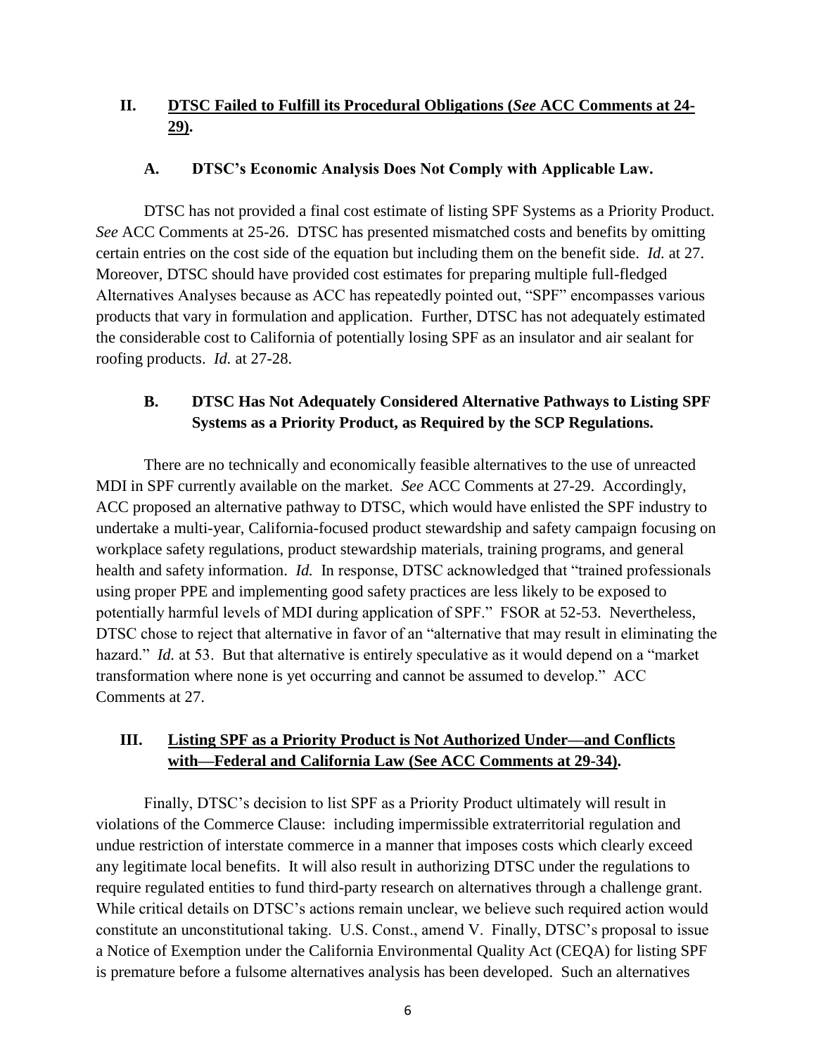## II. DTSC Failed to Fulfill its Procedural Obligations (*See* ACC Comments at 24-29).

### A. DTSC's Economic Analysis Does Not Comply with Applicable Law.

DTSC has not provided a final cost estimate of listing SPF Systems as a Priority Product. *See* ACC Comments at 25-26. DTSC has presented mismatched costs and benefits by omitting certain entries on the cost side of the equation but including them on the benefit side. *Id.* at 27. Moreover, DTSC should have provided cost estimates for preparing multiple full-fledged Alternatives Analyses because as ACC has repeatedly pointed out, "SPF" encompasses various products that vary in formulation and application. Further, DTSC has not adequately estimated the considerable cost to California of potentially losing SPF as an insulator and air sealant for roofing products. *Id.* at 27-28.

### B. DTSC Has Not Adequately Considered Alternative Pathways to Listing SPF Systems as a Priority Product, as Required by the SCP Regulations.

There are no technically and economically feasible alternatives to the use of unreacted MDI in SPF currently available on the market. *See* ACC Comments at 27-29. Accordingly, ACC proposed an alternative pathway to DTSC, which would have enlisted the SPF industry to undertake a multi-year, California-focused product stewardship and safety campaign focusing on workplace safety regulations, product stewardship materials, training programs, and general health and safety information. *Id.* In response, DTSC acknowledged that "trained professionals using proper PPE and implementing good safety practices are less likely to be exposed to potentially harmful levels of MDI during application of SPF." FSOR at 52-53. Nevertheless, DTSC chose to reject that alternative in favor of an "alternative that may result in eliminating the hazard." *Id.* at 53. But that alternative is entirely speculative as it would depend on a "market transformation where none is yet occurring and cannot be assumed to develop." ACC Comments at 27.

## III. Listing SPF as a Priority Product is Not Authorized Under—and Conflicts with—Federal and California Law (See ACC Comments at 29-34).

Finally, DTSC's decision to list SPF as a Priority Product ultimately will result in violations of the Commerce Clause: including impermissible extraterritorial regulation and undue restriction of interstate commerce in a manner that imposes costs which clearly exceed any legitimate local benefits. It will also result in authorizing DTSC under the regulations to require regulated entities to fund third-party research on alternatives through a challenge grant. While critical details on DTSC's actions remain unclear, we believe such required action would constitute an unconstitutional taking. U.S. Const., amend V. Finally, DTSC's proposal to issue a Notice of Exemption under the California Environmental Quality Act (CEQA) for listing SPF is premature before a fulsome alternatives analysis has been developed. Such an alternatives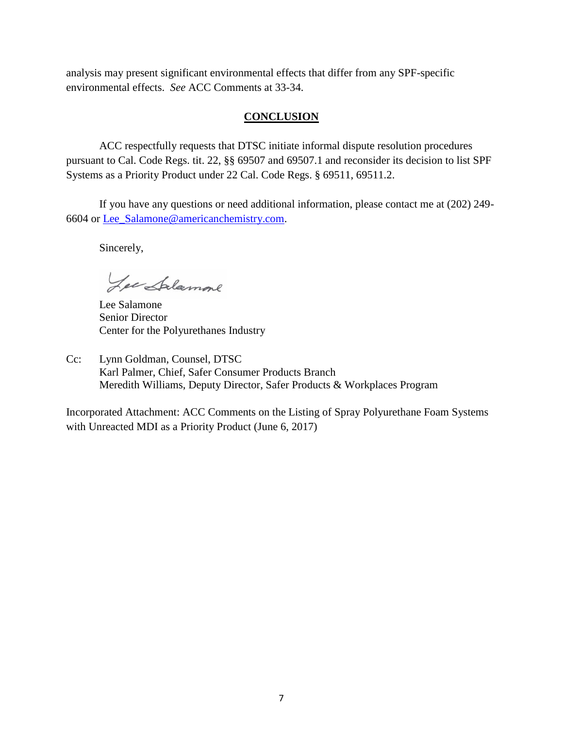analysis may present significant environmental effects that differ from any SPF-specific environmental effects. *See* ACC Comments at 33-34.

## CONCLUSION

ACC respectfully requests that DTSC initiate informal dispute resolution procedures pursuant to Cal. Code Regs. tit. 22, §§ 69507 and 69507.1 and reconsider its decision to list SPF Systems as a Priority Product under 22 Cal. Code Regs. § 69511, 69511.2.

If you have any questions or need additional information, please contact me at (202) 249-6604 or Lee_Salamone@americanchemistry.com.

Sincerely,

Lee Salamone
Senior Director
Center for the Polyurethanes Industry

Cc: Lynn Goldman, Counsel, DTSC
Karl Palmer, Chief, Safer Consumer Products Branch
Meredith Williams, Deputy Director, Safer Products & Workplaces Program

Incorporated Attachment: ACC Comments on the Listing of Spray Polyurethane Foam Systems with Unreacted MDI as a Priority Product (June 6, 2017)